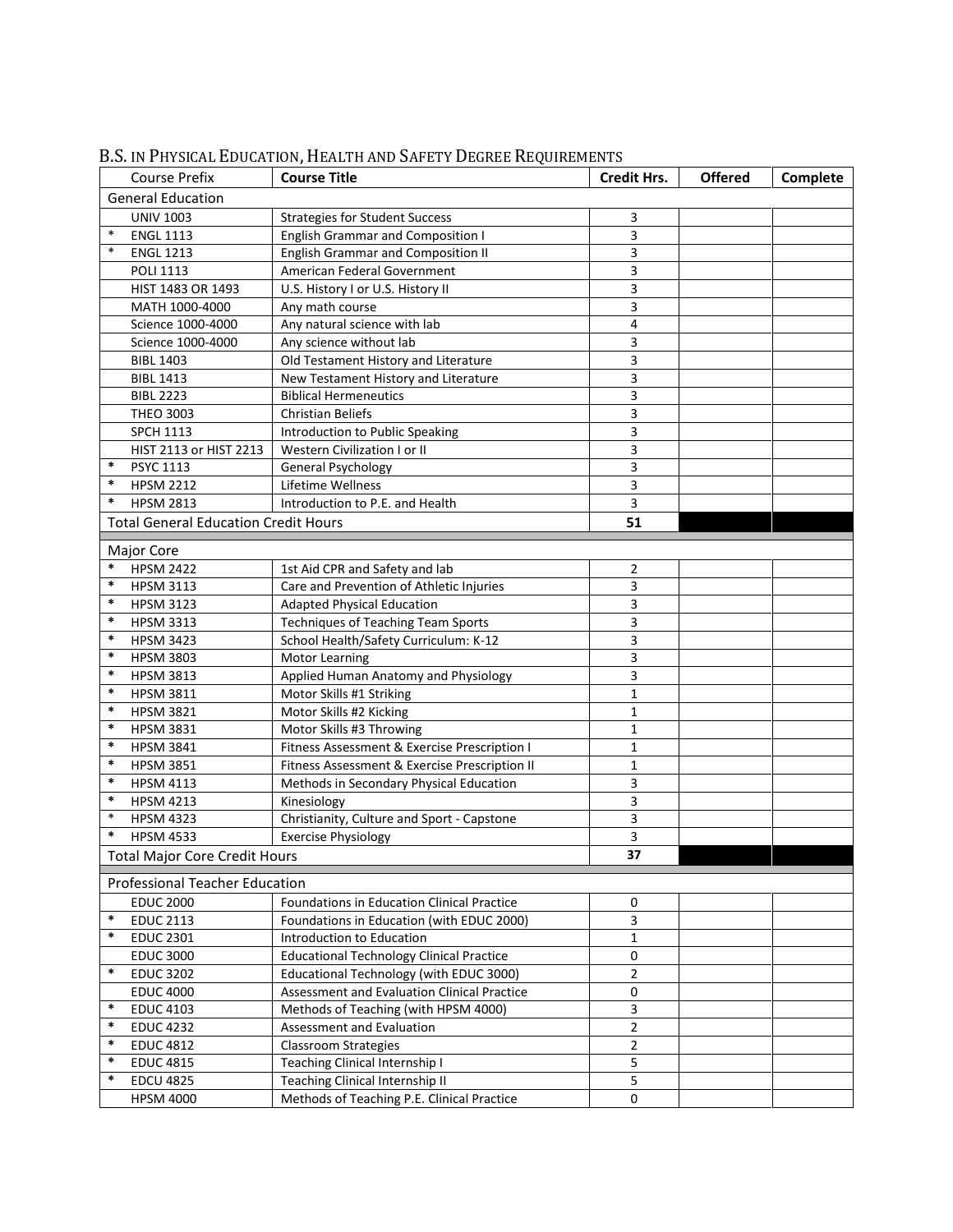# B.S. IN PHYSICAL EDUCATION, HEALTH AND SAFETY DEGREE REQUIREMENTS

| Course Prefix | Course Title | Credit Hrs. | Offered | Complete |
|---|---|---|---|---|
| General Education | | | | |
| UNIV 1003 | Strategies for Student Success | 3 | | |
| * ENGL 1113 | English Grammar and Composition I | 3 | | |
| * ENGL 1213 | English Grammar and Composition II | 3 | | |
| POLI 1113 | American Federal Government | 3 | | |
| HIST 1483 OR 1493 | U.S. History I or U.S. History II | 3 | | |
| MATH 1000-4000 | Any math course | 3 | | |
| Science 1000-4000 | Any natural science with lab | 4 | | |
| Science 1000-4000 | Any science without lab | 3 | | |
| BIBL 1403 | Old Testament History and Literature | 3 | | |
| BIBL 1413 | New Testament History and Literature | 3 | | |
| BIBL 2223 | Biblical Hermeneutics | 3 | | |
| THEO 3003 | Christian Beliefs | 3 | | |
| SPCH 1113 | Introduction to Public Speaking | 3 | | |
| HIST 2113 or HIST 2213 | Western Civilization I or II | 3 | | |
| * PSYC 1113 | General Psychology | 3 | | |
| * HPSM 2212 | Lifetime Wellness | 3 | | |
| * HPSM 2813 | Introduction to P.E. and Health | 3 | | |
| Total General Education Credit Hours | | 51 | | |
| Major Core | | | | |
| * HPSM 2422 | 1st Aid CPR and Safety and lab | 2 | | |
| * HPSM 3113 | Care and Prevention of Athletic Injuries | 3 | | |
| * HPSM 3123 | Adapted Physical Education | 3 | | |
| * HPSM 3313 | Techniques of Teaching Team Sports | 3 | | |
| * HPSM 3423 | School Health/Safety Curriculum: K-12 | 3 | | |
| * HPSM 3803 | Motor Learning | 3 | | |
| * HPSM 3813 | Applied Human Anatomy and Physiology | 3 | | |
| * HPSM 3811 | Motor Skills #1 Striking | 1 | | |
| * HPSM 3821 | Motor Skills #2 Kicking | 1 | | |
| * HPSM 3831 | Motor Skills #3 Throwing | 1 | | |
| * HPSM 3841 | Fitness Assessment & Exercise Prescription I | 1 | | |
| * HPSM 3851 | Fitness Assessment & Exercise Prescription II | 1 | | |
| * HPSM 4113 | Methods in Secondary Physical Education | 3 | | |
| * HPSM 4213 | Kinesiology | 3 | | |
| * HPSM 4323 | Christianity, Culture and Sport - Capstone | 3 | | |
| * HPSM 4533 | Exercise Physiology | 3 | | |
| Total Major Core Credit Hours | | 37 | | |
| Professional Teacher Education | | | | |
| EDUC 2000 | Foundations in Education Clinical Practice | 0 | | |
| * EDUC 2113 | Foundations in Education (with EDUC 2000) | 3 | | |
| * EDUC 2301 | Introduction to Education | 1 | | |
| EDUC 3000 | Educational Technology Clinical Practice | 0 | | |
| * EDUC 3202 | Educational Technology (with EDUC 3000) | 2 | | |
| EDUC 4000 | Assessment and Evaluation Clinical Practice | 0 | | |
| * EDUC 4103 | Methods of Teaching (with HPSM 4000) | 3 | | |
| * EDUC 4232 | Assessment and Evaluation | 2 | | |
| * EDUC 4812 | Classroom Strategies | 2 | | |
| * EDUC 4815 | Teaching Clinical Internship I | 5 | | |
| * EDCU 4825 | Teaching Clinical Internship II | 5 | | |
| HPSM 4000 | Methods of Teaching P.E. Clinical Practice | 0 | | |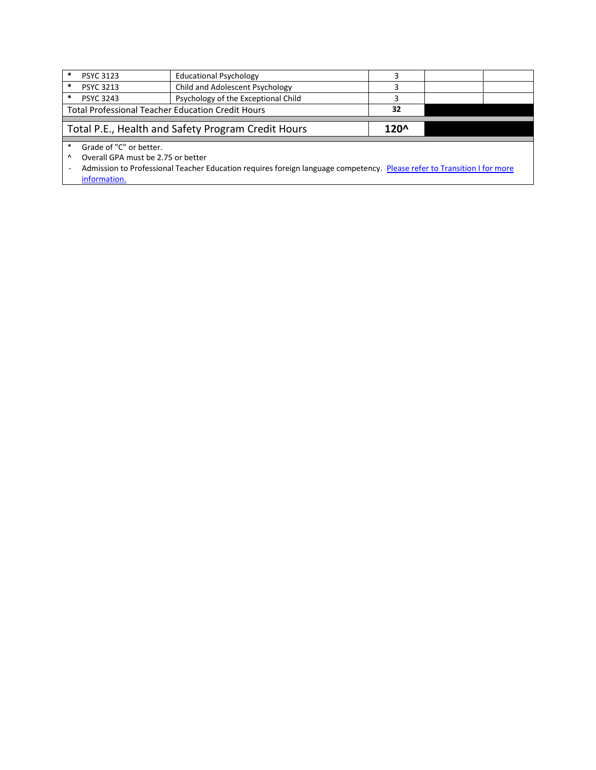| | | | | | |
|---|---|---|---|---|---|
| * | PSYC 3123 | Educational Psychology | 3 | | |
| * | PSYC 3213 | Child and Adolescent Psychology | 3 | | |
| * | PSYC 3243 | Psychology of the Exceptional Child | 3 | | |
| Total Professional Teacher Education Credit Hours | | | **32** | | |
| Total P.E., Health and Safety Program Credit Hours | | | **120^** | | |

\* Grade of "C" or better.

^ Overall GPA must be 2.75 or better

\- Admission to Professional Teacher Education requires foreign language competency. [Please refer to Transition I for more information.]()